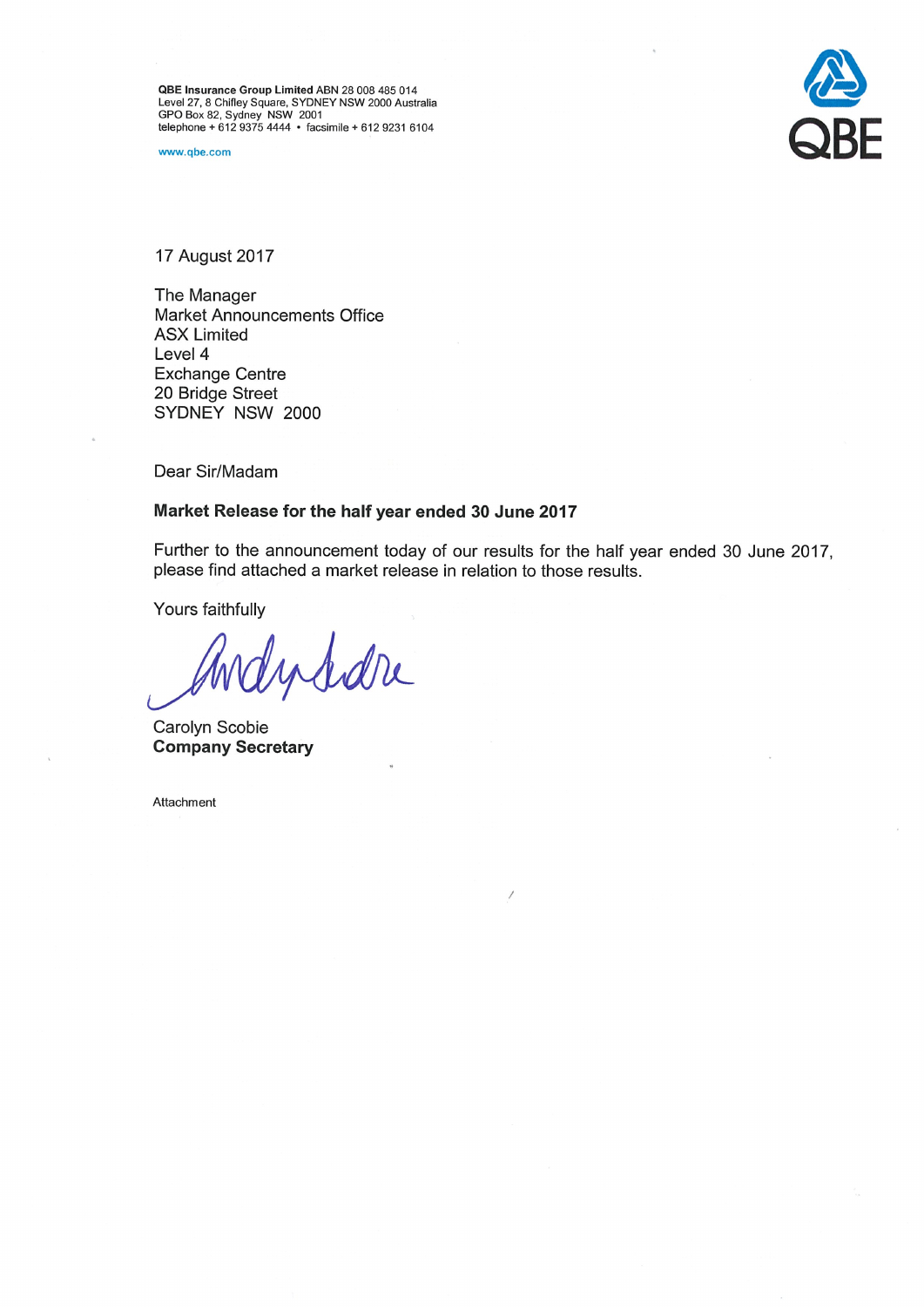**QBE Insurance Group Limited** ABN 28 008 485 014
Level 27, 8 Chifley Square, SYDNEY NSW 2000 Australia
GPO Box 82, Sydney NSW 2001
telephone + 612 9375 4444 • facsimile + 612 9231 6104

www.qbe.com

QBE

17 August 2017

The Manager
Market Announcements Office
ASX Limited
Level 4
Exchange Centre
20 Bridge Street
SYDNEY NSW 2000

Dear Sir/Madam

**Market Release for the half year ended 30 June 2017**

Further to the announcement today of our results for the half year ended 30 June 2017, please find attached a market release in relation to those results.

Yours faithfully

Carolyn Scobie
**Company Secretary**

Attachment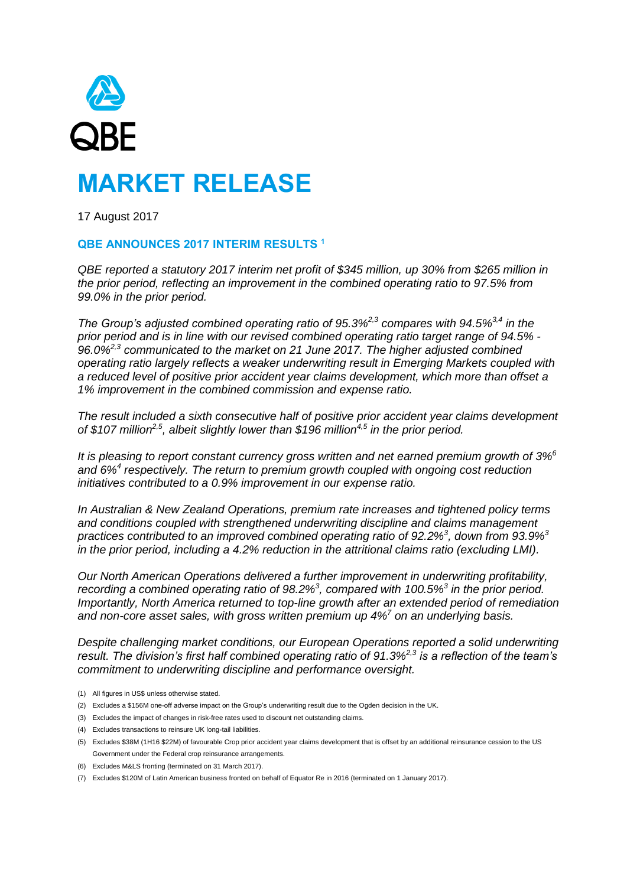# MARKET RELEASE

17 August 2017

## QBE ANNOUNCES 2017 INTERIM RESULTS [1]

*QBE reported a statutory 2017 interim net profit of $345 million, up 30% from $265 million in the prior period, reflecting an improvement in the combined operating ratio to 97.5% from 99.0% in the prior period.*

*The Group's adjusted combined operating ratio of 95.3%[2,3] compares with 94.5%[3,4] in the prior period and is in line with our revised combined operating ratio target range of 94.5% - 96.0%[2,3] communicated to the market on 21 June 2017. The higher adjusted combined operating ratio largely reflects a weaker underwriting result in Emerging Markets coupled with a reduced level of positive prior accident year claims development, which more than offset a 1% improvement in the combined commission and expense ratio.*

*The result included a sixth consecutive half of positive prior accident year claims development of $107 million[2,5], albeit slightly lower than $196 million[4,5] in the prior period.*

*It is pleasing to report constant currency gross written and net earned premium growth of 3%[6] and 6%[4] respectively. The return to premium growth coupled with ongoing cost reduction initiatives contributed to a 0.9% improvement in our expense ratio.*

*In Australian & New Zealand Operations, premium rate increases and tightened policy terms and conditions coupled with strengthened underwriting discipline and claims management practices contributed to an improved combined operating ratio of 92.2%[3], down from 93.9%[3] in the prior period, including a 4.2% reduction in the attritional claims ratio (excluding LMI).*

*Our North American Operations delivered a further improvement in underwriting profitability, recording a combined operating ratio of 98.2%[3], compared with 100.5%[3] in the prior period. Importantly, North America returned to top-line growth after an extended period of remediation and non-core asset sales, with gross written premium up 4%[7] on an underlying basis.*

*Despite challenging market conditions, our European Operations reported a solid underwriting result. The division's first half combined operating ratio of 91.3%[2,3] is a reflection of the team's commitment to underwriting discipline and performance oversight.*

(1) All figures in US$ unless otherwise stated.

(2) Excludes a $156M one-off adverse impact on the Group's underwriting result due to the Ogden decision in the UK.

(3) Excludes the impact of changes in risk-free rates used to discount net outstanding claims.

(4) Excludes transactions to reinsure UK long-tail liabilities.

(5) Excludes $38M (1H16 $22M) of favourable Crop prior accident year claims development that is offset by an additional reinsurance cession to the US Government under the Federal crop reinsurance arrangements.

(6) Excludes M&LS fronting (terminated on 31 March 2017).

(7) Excludes $120M of Latin American business fronted on behalf of Equator Re in 2016 (terminated on 1 January 2017).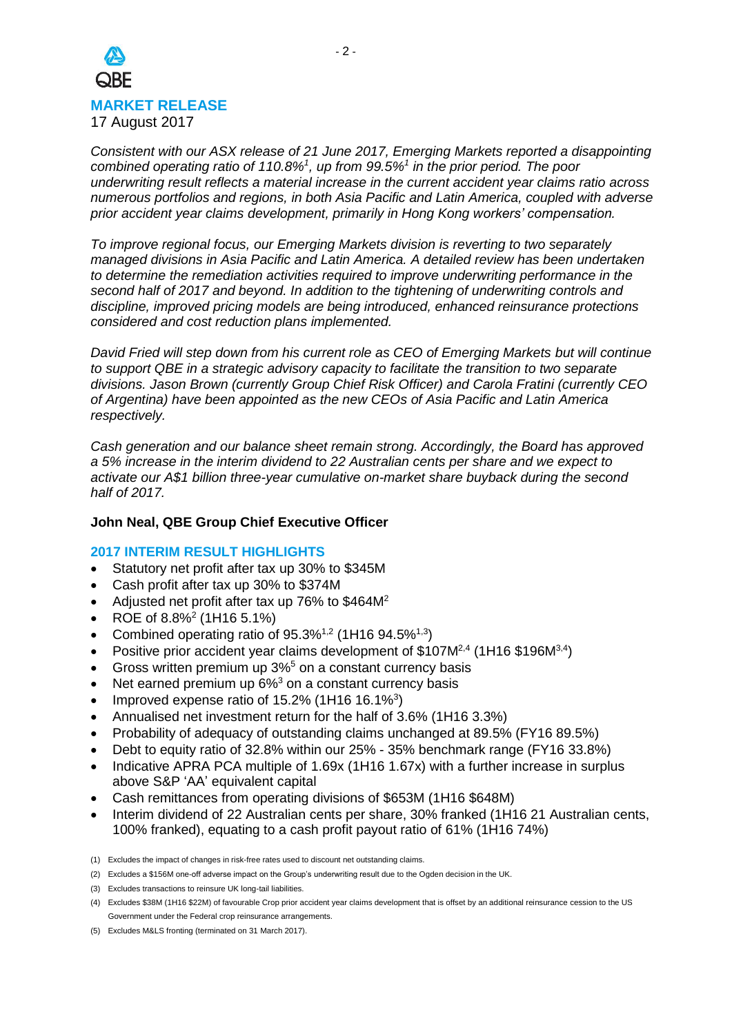**MARKET RELEASE**
17 August 2017

*Consistent with our ASX release of 21 June 2017, Emerging Markets reported a disappointing combined operating ratio of 110.8%[1], up from 99.5%[1] in the prior period. The poor underwriting result reflects a material increase in the current accident year claims ratio across numerous portfolios and regions, in both Asia Pacific and Latin America, coupled with adverse prior accident year claims development, primarily in Hong Kong workers' compensation.*

*To improve regional focus, our Emerging Markets division is reverting to two separately managed divisions in Asia Pacific and Latin America. A detailed review has been undertaken to determine the remediation activities required to improve underwriting performance in the second half of 2017 and beyond. In addition to the tightening of underwriting controls and discipline, improved pricing models are being introduced, enhanced reinsurance protections considered and cost reduction plans implemented.*

*David Fried will step down from his current role as CEO of Emerging Markets but will continue to support QBE in a strategic advisory capacity to facilitate the transition to two separate divisions. Jason Brown (currently Group Chief Risk Officer) and Carola Fratini (currently CEO of Argentina) have been appointed as the new CEOs of Asia Pacific and Latin America respectively.*

*Cash generation and our balance sheet remain strong. Accordingly, the Board has approved a 5% increase in the interim dividend to 22 Australian cents per share and we expect to activate our A$1 billion three-year cumulative on-market share buyback during the second half of 2017.*

**John Neal, QBE Group Chief Executive Officer**

## 2017 INTERIM RESULT HIGHLIGHTS

- Statutory net profit after tax up 30% to $345M
- Cash profit after tax up 30% to $374M
- Adjusted net profit after tax up 76% to $464M[2]
- ROE of 8.8%[2] (1H16 5.1%)
- Combined operating ratio of 95.3%[1,2] (1H16 94.5%[1,3])
- Positive prior accident year claims development of $107M[2,4] (1H16 $196M[3,4])
- Gross written premium up 3%[5] on a constant currency basis
- Net earned premium up 6%[3] on a constant currency basis
- Improved expense ratio of 15.2% (1H16 16.1%[3])
- Annualised net investment return for the half of 3.6% (1H16 3.3%)
- Probability of adequacy of outstanding claims unchanged at 89.5% (FY16 89.5%)
- Debt to equity ratio of 32.8% within our 25% - 35% benchmark range (FY16 33.8%)
- Indicative APRA PCA multiple of 1.69x (1H16 1.67x) with a further increase in surplus above S&P 'AA' equivalent capital
- Cash remittances from operating divisions of $653M (1H16 $648M)
- Interim dividend of 22 Australian cents per share, 30% franked (1H16 21 Australian cents, 100% franked), equating to a cash profit payout ratio of 61% (1H16 74%)

(1) Excludes the impact of changes in risk-free rates used to discount net outstanding claims.
(2) Excludes a $156M one-off adverse impact on the Group's underwriting result due to the Ogden decision in the UK.
(3) Excludes transactions to reinsure UK long-tail liabilities.
(4) Excludes $38M (1H16 $22M) of favourable Crop prior accident year claims development that is offset by an additional reinsurance cession to the US Government under the Federal crop reinsurance arrangements.
(5) Excludes M&LS fronting (terminated on 31 March 2017).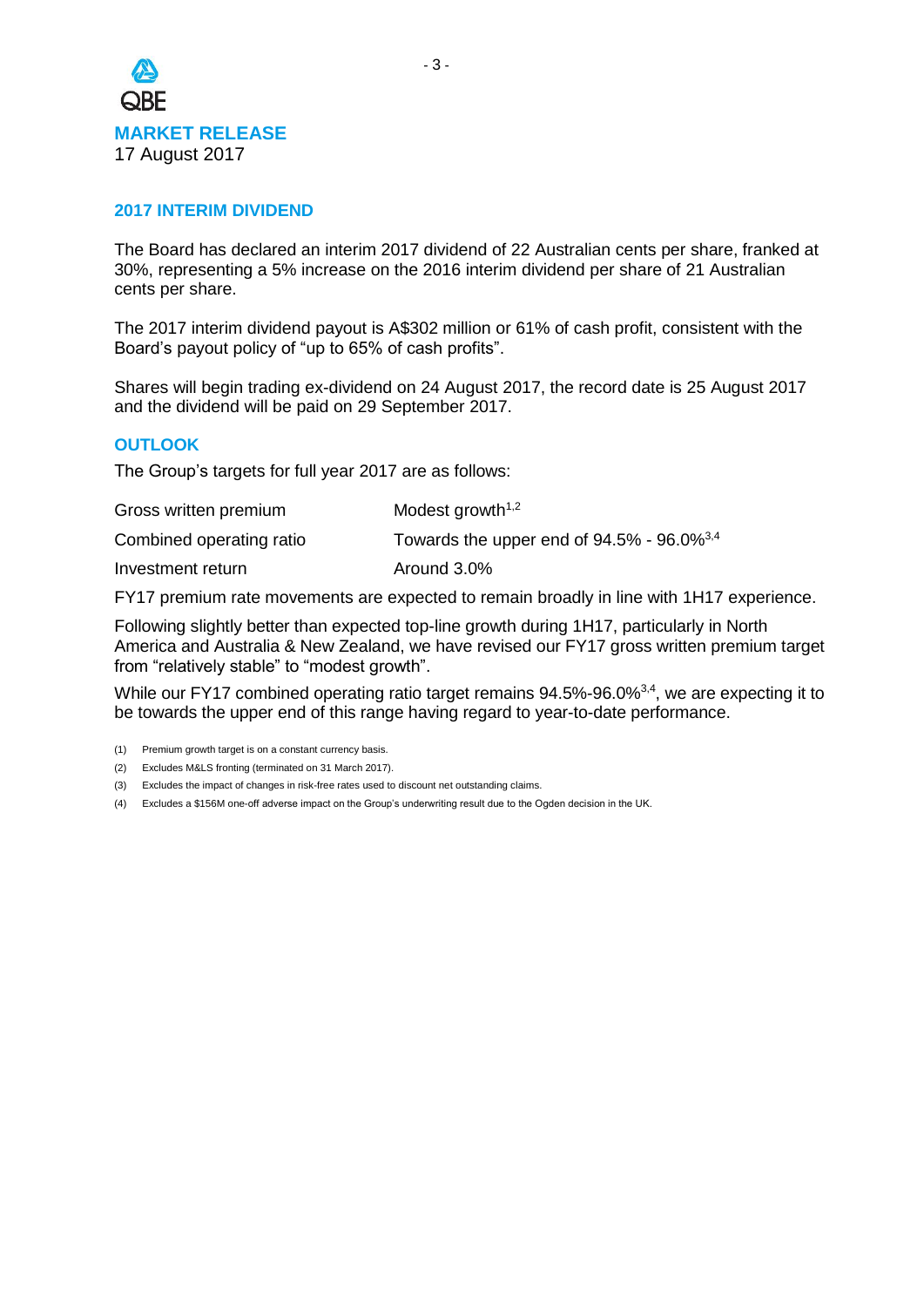**MARKET RELEASE**
17 August 2017

## 2017 INTERIM DIVIDEND

The Board has declared an interim 2017 dividend of 22 Australian cents per share, franked at 30%, representing a 5% increase on the 2016 interim dividend per share of 21 Australian cents per share.

The 2017 interim dividend payout is A$302 million or 61% of cash profit, consistent with the Board's payout policy of "up to 65% of cash profits".

Shares will begin trading ex-dividend on 24 August 2017, the record date is 25 August 2017 and the dividend will be paid on 29 September 2017.

## OUTLOOK

The Group's targets for full year 2017 are as follows:

| | |
|---|---|
| Gross written premium | Modest growth[1,2] |
| Combined operating ratio | Towards the upper end of 94.5% - 96.0%[3,4] |
| Investment return | Around 3.0% |

FY17 premium rate movements are expected to remain broadly in line with 1H17 experience.

Following slightly better than expected top-line growth during 1H17, particularly in North America and Australia & New Zealand, we have revised our FY17 gross written premium target from "relatively stable" to "modest growth".

While our FY17 combined operating ratio target remains 94.5%-96.0%[3,4], we are expecting it to be towards the upper end of this range having regard to year-to-date performance.

(1) Premium growth target is on a constant currency basis.

(2) Excludes M&LS fronting (terminated on 31 March 2017).

(3) Excludes the impact of changes in risk-free rates used to discount net outstanding claims.

(4) Excludes a $156M one-off adverse impact on the Group's underwriting result due to the Ogden decision in the UK.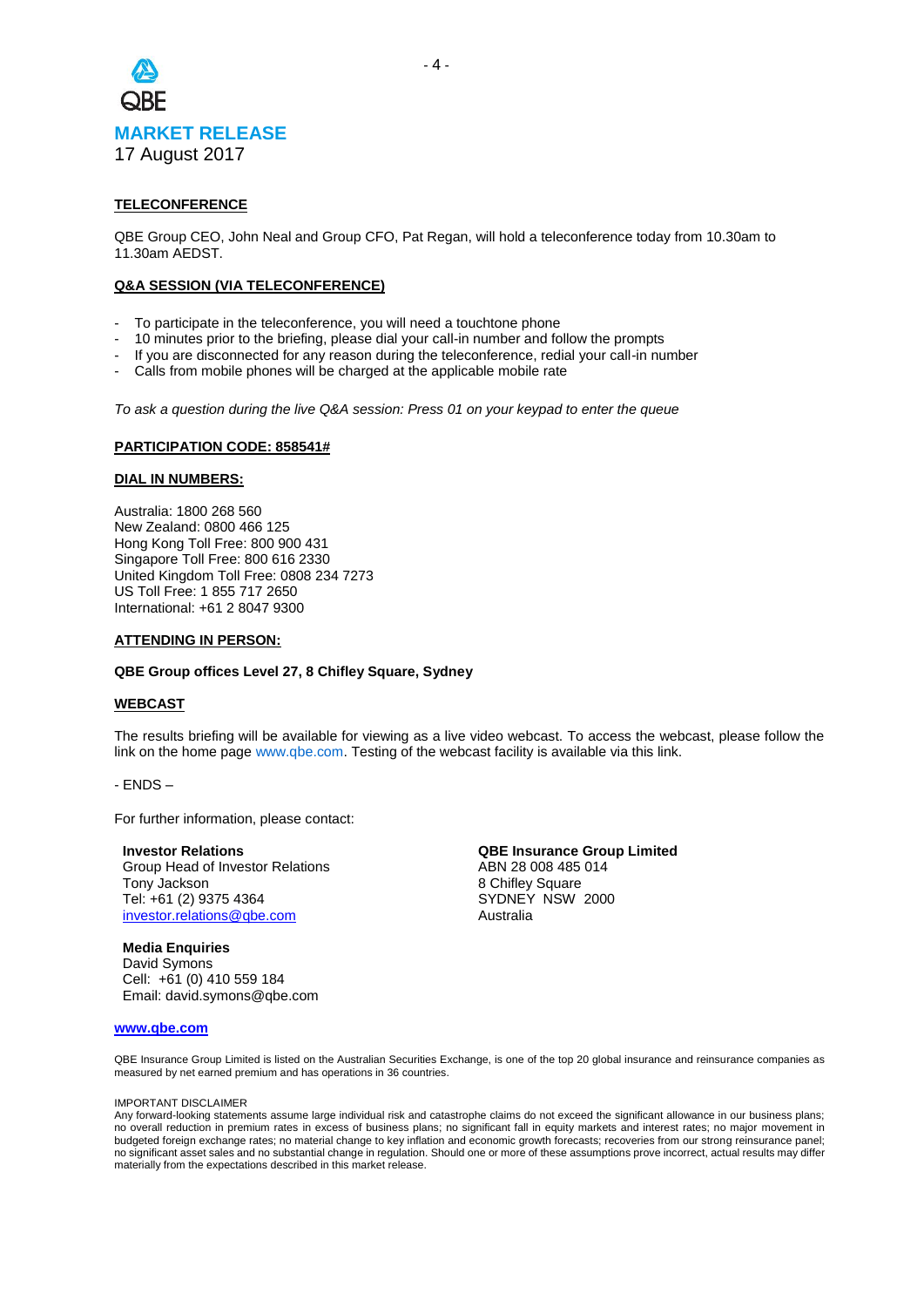**MARKET RELEASE**
17 August 2017

**TELECONFERENCE**

QBE Group CEO, John Neal and Group CFO, Pat Regan, will hold a teleconference today from 10.30am to 11.30am AEDST.

**Q&A SESSION (VIA TELECONFERENCE)**

- To participate in the teleconference, you will need a touchtone phone
- 10 minutes prior to the briefing, please dial your call-in number and follow the prompts
- If you are disconnected for any reason during the teleconference, redial your call-in number
- Calls from mobile phones will be charged at the applicable mobile rate

*To ask a question during the live Q&A session: Press 01 on your keypad to enter the queue*

**PARTICIPATION CODE: 858541#**

**DIAL IN NUMBERS:**

Australia: 1800 268 560
New Zealand: 0800 466 125
Hong Kong Toll Free: 800 900 431
Singapore Toll Free: 800 616 2330
United Kingdom Toll Free: 0808 234 7273
US Toll Free: 1 855 717 2650
International: +61 2 8047 9300

**ATTENDING IN PERSON:**

**QBE Group offices Level 27, 8 Chifley Square, Sydney**

**WEBCAST**

The results briefing will be available for viewing as a live video webcast. To access the webcast, please follow the link on the home page www.qbe.com. Testing of the webcast facility is available via this link.

- ENDS –

For further information, please contact:

**Investor Relations**
Group Head of Investor Relations
Tony Jackson
Tel: +61 (2) 9375 4364
investor.relations@qbe.com

**Media Enquiries**
David Symons
Cell: +61 (0) 410 559 184
Email: david.symons@qbe.com

**QBE Insurance Group Limited**
ABN 28 008 485 014
8 Chifley Square
SYDNEY NSW 2000
Australia

**www.qbe.com**

QBE Insurance Group Limited is listed on the Australian Securities Exchange, is one of the top 20 global insurance and reinsurance companies as measured by net earned premium and has operations in 36 countries.

IMPORTANT DISCLAIMER
Any forward-looking statements assume large individual risk and catastrophe claims do not exceed the significant allowance in our business plans; no overall reduction in premium rates in excess of business plans; no significant fall in equity markets and interest rates; no major movement in budgeted foreign exchange rates; no material change to key inflation and economic growth forecasts; recoveries from our strong reinsurance panel; no significant asset sales and no substantial change in regulation. Should one or more of these assumptions prove incorrect, actual results may differ materially from the expectations described in this market release.